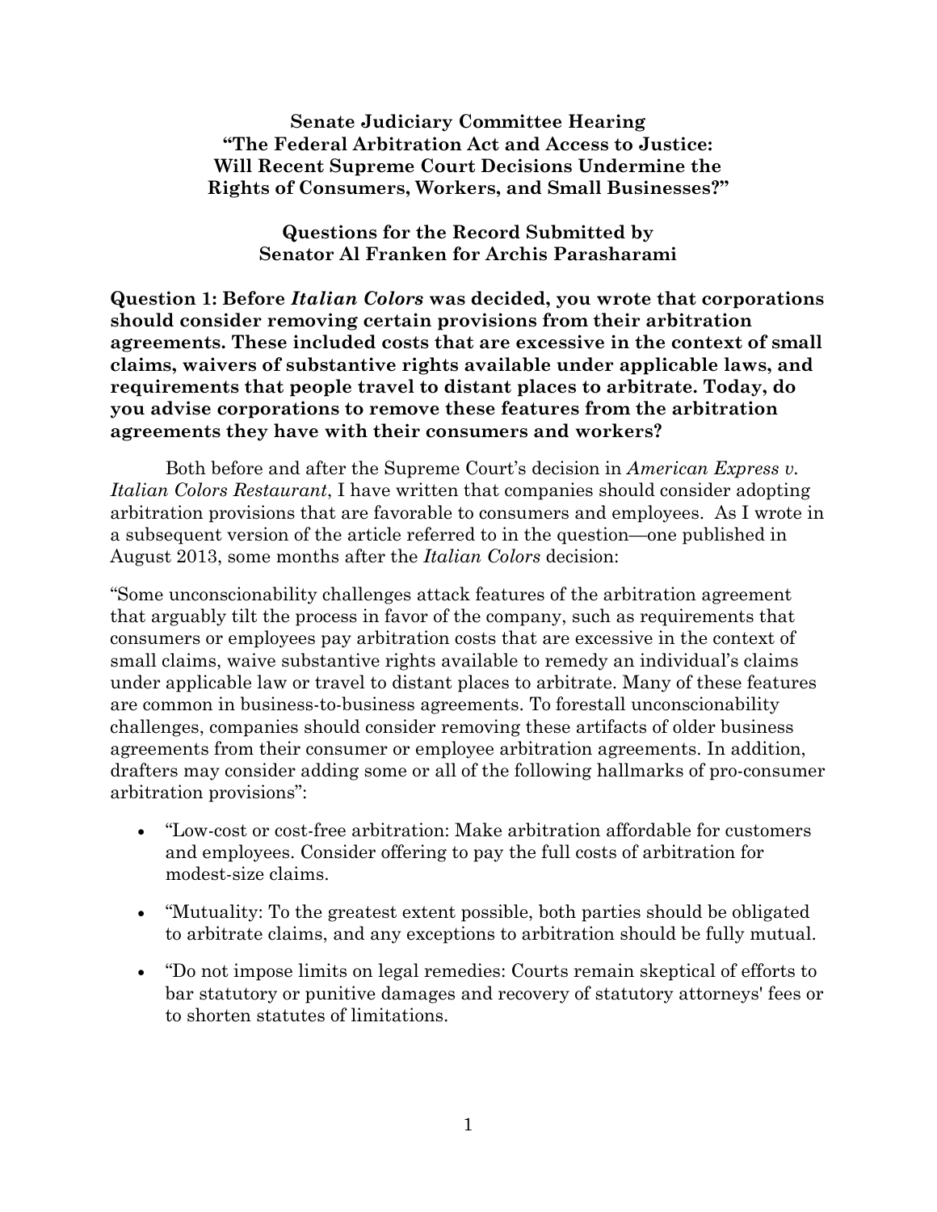**Senate Judiciary Committee Hearing**
**"The Federal Arbitration Act and Access to Justice:**
**Will Recent Supreme Court Decisions Undermine the**
**Rights of Consumers, Workers, and Small Businesses?"**

**Questions for the Record Submitted by**
**Senator Al Franken for Archis Parasharami**

**Question 1: Before *Italian Colors* was decided, you wrote that corporations should consider removing certain provisions from their arbitration agreements. These included costs that are excessive in the context of small claims, waivers of substantive rights available under applicable laws, and requirements that people travel to distant places to arbitrate. Today, do you advise corporations to remove these features from the arbitration agreements they have with their consumers and workers?**

Both before and after the Supreme Court's decision in *American Express v. Italian Colors Restaurant*, I have written that companies should consider adopting arbitration provisions that are favorable to consumers and employees. As I wrote in a subsequent version of the article referred to in the question—one published in August 2013, some months after the *Italian Colors* decision:

"Some unconscionability challenges attack features of the arbitration agreement that arguably tilt the process in favor of the company, such as requirements that consumers or employees pay arbitration costs that are excessive in the context of small claims, waive substantive rights available to remedy an individual's claims under applicable law or travel to distant places to arbitrate. Many of these features are common in business-to-business agreements. To forestall unconscionability challenges, companies should consider removing these artifacts of older business agreements from their consumer or employee arbitration agreements. In addition, drafters may consider adding some or all of the following hallmarks of pro-consumer arbitration provisions":

- "Low-cost or cost-free arbitration: Make arbitration affordable for customers and employees. Consider offering to pay the full costs of arbitration for modest-size claims.
- "Mutuality: To the greatest extent possible, both parties should be obligated to arbitrate claims, and any exceptions to arbitration should be fully mutual.
- "Do not impose limits on legal remedies: Courts remain skeptical of efforts to bar statutory or punitive damages and recovery of statutory attorneys' fees or to shorten statutes of limitations.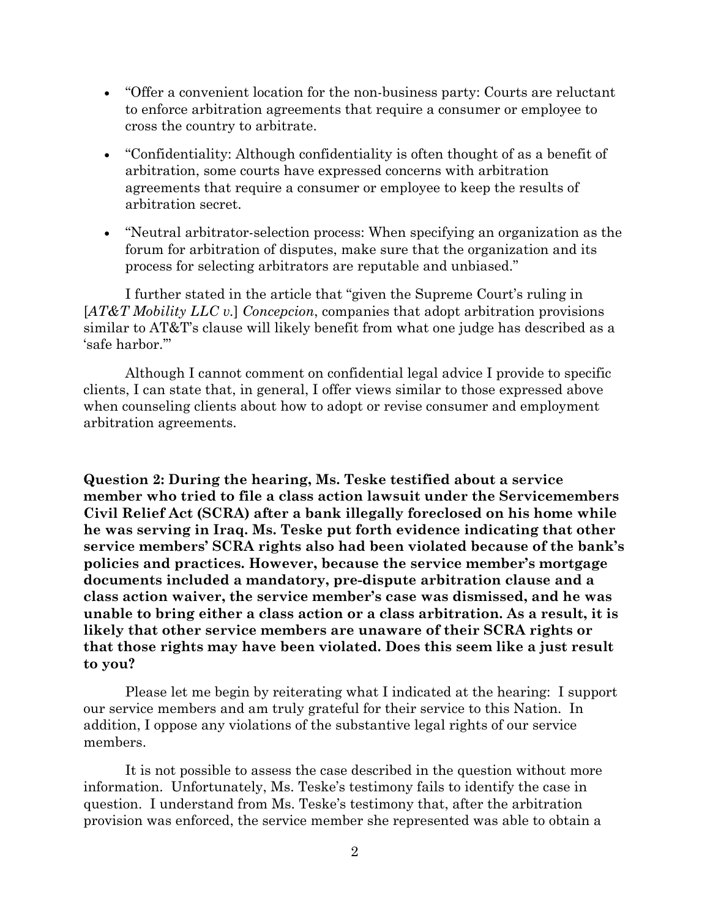- "Offer a convenient location for the non-business party: Courts are reluctant to enforce arbitration agreements that require a consumer or employee to cross the country to arbitrate.
- "Confidentiality: Although confidentiality is often thought of as a benefit of arbitration, some courts have expressed concerns with arbitration agreements that require a consumer or employee to keep the results of arbitration secret.
- "Neutral arbitrator-selection process: When specifying an organization as the forum for arbitration of disputes, make sure that the organization and its process for selecting arbitrators are reputable and unbiased."

I further stated in the article that "given the Supreme Court's ruling in [*AT&T Mobility LLC v.*] *Concepcion*, companies that adopt arbitration provisions similar to AT&T's clause will likely benefit from what one judge has described as a 'safe harbor.'"

Although I cannot comment on confidential legal advice I provide to specific clients, I can state that, in general, I offer views similar to those expressed above when counseling clients about how to adopt or revise consumer and employment arbitration agreements.

**Question 2: During the hearing, Ms. Teske testified about a service member who tried to file a class action lawsuit under the Servicemembers Civil Relief Act (SCRA) after a bank illegally foreclosed on his home while he was serving in Iraq. Ms. Teske put forth evidence indicating that other service members' SCRA rights also had been violated because of the bank's policies and practices. However, because the service member's mortgage documents included a mandatory, pre-dispute arbitration clause and a class action waiver, the service member's case was dismissed, and he was unable to bring either a class action or a class arbitration. As a result, it is likely that other service members are unaware of their SCRA rights or that those rights may have been violated. Does this seem like a just result to you?**

Please let me begin by reiterating what I indicated at the hearing: I support our service members and am truly grateful for their service to this Nation. In addition, I oppose any violations of the substantive legal rights of our service members.

It is not possible to assess the case described in the question without more information. Unfortunately, Ms. Teske's testimony fails to identify the case in question. I understand from Ms. Teske's testimony that, after the arbitration provision was enforced, the service member she represented was able to obtain a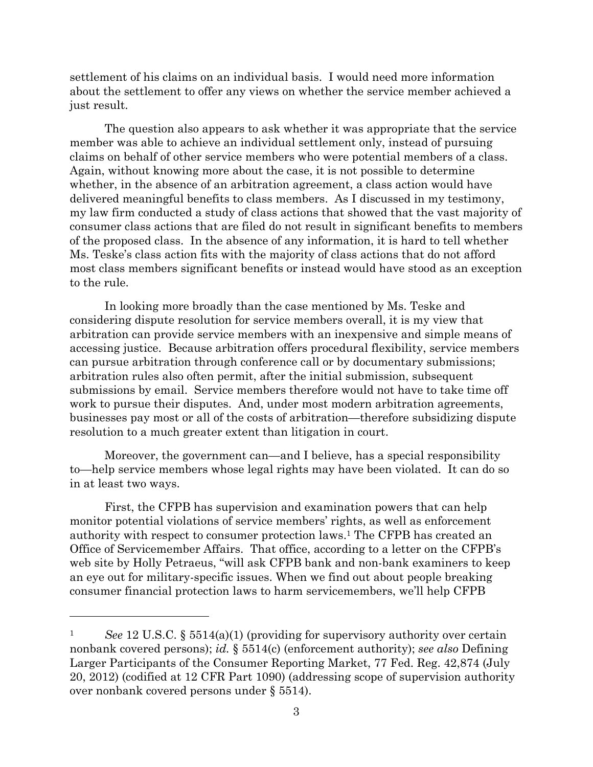settlement of his claims on an individual basis. I would need more information about the settlement to offer any views on whether the service member achieved a just result.

The question also appears to ask whether it was appropriate that the service member was able to achieve an individual settlement only, instead of pursuing claims on behalf of other service members who were potential members of a class. Again, without knowing more about the case, it is not possible to determine whether, in the absence of an arbitration agreement, a class action would have delivered meaningful benefits to class members. As I discussed in my testimony, my law firm conducted a study of class actions that showed that the vast majority of consumer class actions that are filed do not result in significant benefits to members of the proposed class. In the absence of any information, it is hard to tell whether Ms. Teske's class action fits with the majority of class actions that do not afford most class members significant benefits or instead would have stood as an exception to the rule.

In looking more broadly than the case mentioned by Ms. Teske and considering dispute resolution for service members overall, it is my view that arbitration can provide service members with an inexpensive and simple means of accessing justice. Because arbitration offers procedural flexibility, service members can pursue arbitration through conference call or by documentary submissions; arbitration rules also often permit, after the initial submission, subsequent submissions by email. Service members therefore would not have to take time off work to pursue their disputes. And, under most modern arbitration agreements, businesses pay most or all of the costs of arbitration—therefore subsidizing dispute resolution to a much greater extent than litigation in court.

Moreover, the government can—and I believe, has a special responsibility to—help service members whose legal rights may have been violated. It can do so in at least two ways.

First, the CFPB has supervision and examination powers that can help monitor potential violations of service members' rights, as well as enforcement authority with respect to consumer protection laws.[1] The CFPB has created an Office of Servicemember Affairs. That office, according to a letter on the CFPB's web site by Holly Petraeus, "will ask CFPB bank and non-bank examiners to keep an eye out for military-specific issues. When we find out about people breaking consumer financial protection laws to harm servicemembers, we'll help CFPB

---

[1] *See* 12 U.S.C. § 5514(a)(1) (providing for supervisory authority over certain nonbank covered persons); *id.* § 5514(c) (enforcement authority); *see also* Defining Larger Participants of the Consumer Reporting Market, 77 Fed. Reg. 42,874 (July 20, 2012) (codified at 12 CFR Part 1090) (addressing scope of supervision authority over nonbank covered persons under § 5514).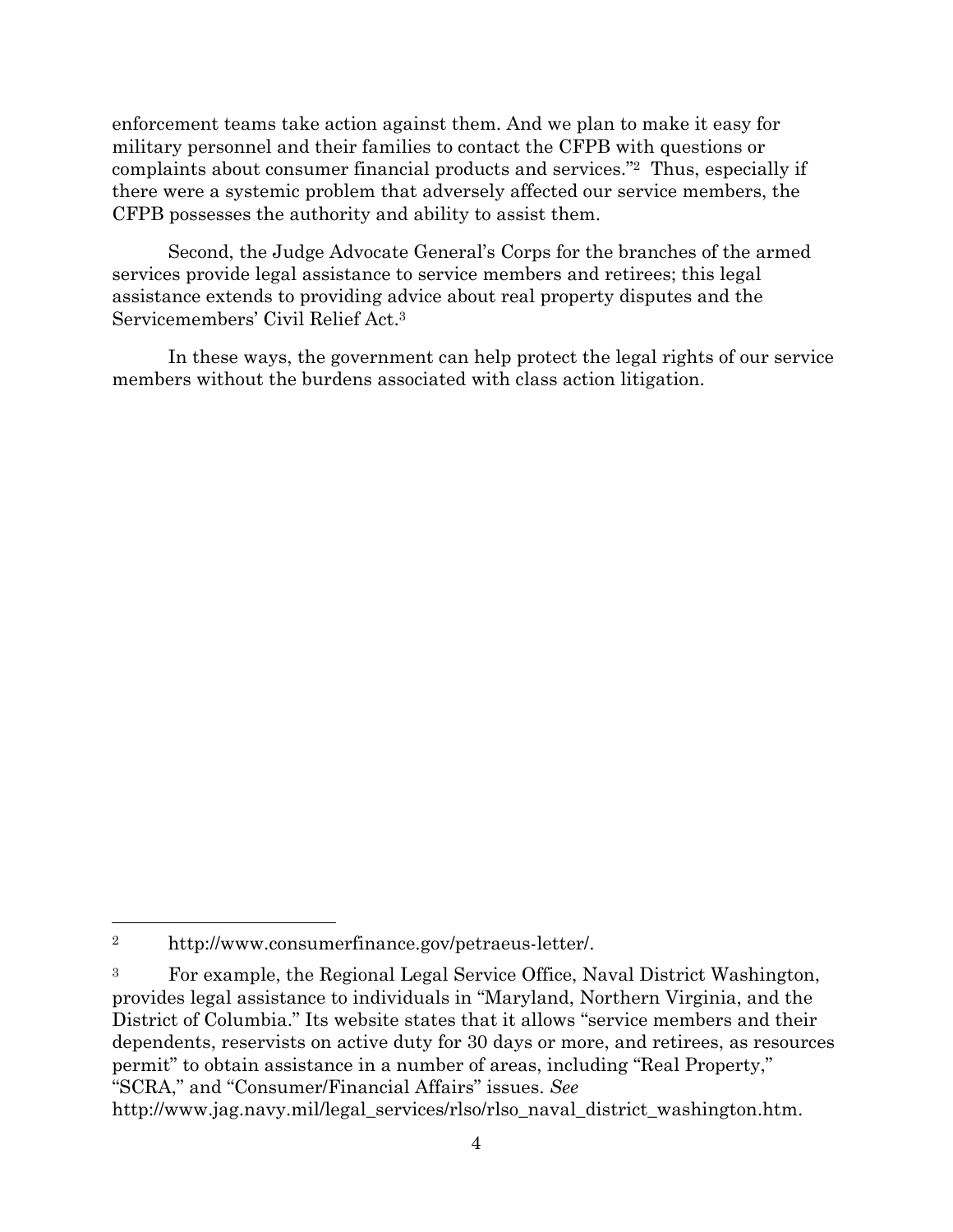enforcement teams take action against them. And we plan to make it easy for military personnel and their families to contact the CFPB with questions or complaints about consumer financial products and services."[2] Thus, especially if there were a systemic problem that adversely affected our service members, the CFPB possesses the authority and ability to assist them.

Second, the Judge Advocate General's Corps for the branches of the armed services provide legal assistance to service members and retirees; this legal assistance extends to providing advice about real property disputes and the Servicemembers' Civil Relief Act.[3]

In these ways, the government can help protect the legal rights of our service members without the burdens associated with class action litigation.

---

[2] http://www.consumerfinance.gov/petraeus-letter/.

[3] For example, the Regional Legal Service Office, Naval District Washington, provides legal assistance to individuals in "Maryland, Northern Virginia, and the District of Columbia." Its website states that it allows "service members and their dependents, reservists on active duty for 30 days or more, and retirees, as resources permit" to obtain assistance in a number of areas, including "Real Property," "SCRA," and "Consumer/Financial Affairs" issues. *See* http://www.jag.navy.mil/legal_services/rlso/rlso_naval_district_washington.htm.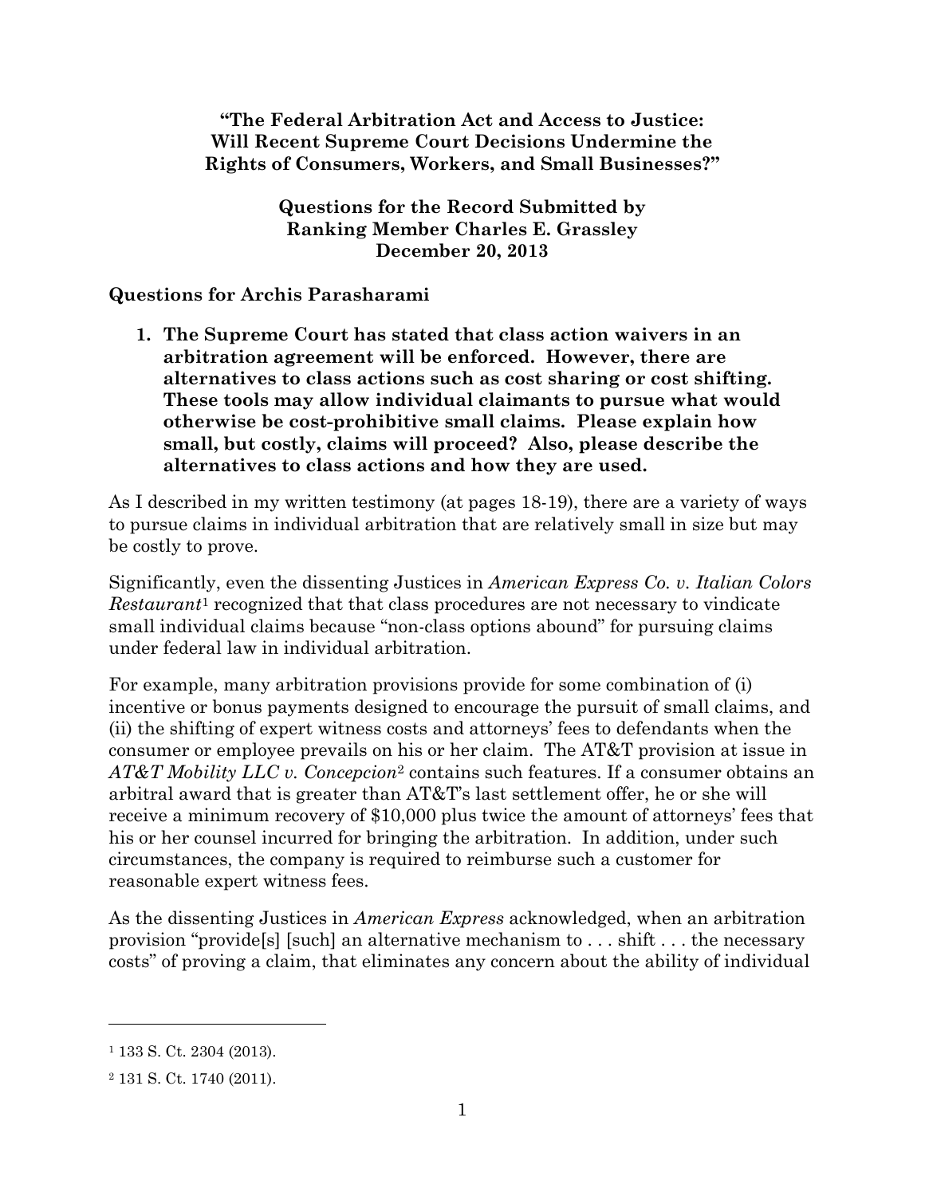**"The Federal Arbitration Act and Access to Justice: Will Recent Supreme Court Decisions Undermine the Rights of Consumers, Workers, and Small Businesses?"**

**Questions for the Record Submitted by Ranking Member Charles E. Grassley December 20, 2013**

## Questions for Archis Parasharami

1. **The Supreme Court has stated that class action waivers in an arbitration agreement will be enforced. However, there are alternatives to class actions such as cost sharing or cost shifting. These tools may allow individual claimants to pursue what would otherwise be cost-prohibitive small claims. Please explain how small, but costly, claims will proceed? Also, please describe the alternatives to class actions and how they are used.**

As I described in my written testimony (at pages 18-19), there are a variety of ways to pursue claims in individual arbitration that are relatively small in size but may be costly to prove.

Significantly, even the dissenting Justices in *American Express Co. v. Italian Colors Restaurant*[1] recognized that that class procedures are not necessary to vindicate small individual claims because "non-class options abound" for pursuing claims under federal law in individual arbitration.

For example, many arbitration provisions provide for some combination of (i) incentive or bonus payments designed to encourage the pursuit of small claims, and (ii) the shifting of expert witness costs and attorneys' fees to defendants when the consumer or employee prevails on his or her claim. The AT&T provision at issue in *AT&T Mobility LLC v. Concepcion*[2] contains such features. If a consumer obtains an arbitral award that is greater than AT&T's last settlement offer, he or she will receive a minimum recovery of $10,000 plus twice the amount of attorneys' fees that his or her counsel incurred for bringing the arbitration. In addition, under such circumstances, the company is required to reimburse such a customer for reasonable expert witness fees.

As the dissenting Justices in *American Express* acknowledged, when an arbitration provision "provide[s] [such] an alternative mechanism to . . . shift . . . the necessary costs" of proving a claim, that eliminates any concern about the ability of individual

---

[1] 133 S. Ct. 2304 (2013).

[2] 131 S. Ct. 1740 (2011).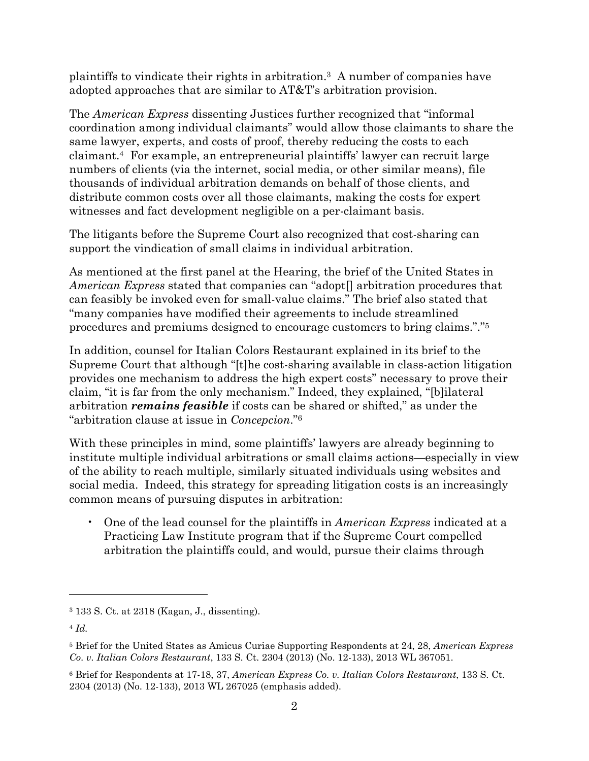plaintiffs to vindicate their rights in arbitration.[3] A number of companies have adopted approaches that are similar to AT&T's arbitration provision.

The *American Express* dissenting Justices further recognized that "informal coordination among individual claimants" would allow those claimants to share the same lawyer, experts, and costs of proof, thereby reducing the costs to each claimant.[4] For example, an entrepreneurial plaintiffs' lawyer can recruit large numbers of clients (via the internet, social media, or other similar means), file thousands of individual arbitration demands on behalf of those clients, and distribute common costs over all those claimants, making the costs for expert witnesses and fact development negligible on a per-claimant basis.

The litigants before the Supreme Court also recognized that cost-sharing can support the vindication of small claims in individual arbitration.

As mentioned at the first panel at the Hearing, the brief of the United States in *American Express* stated that companies can "adopt[] arbitration procedures that can feasibly be invoked even for small-value claims." The brief also stated that "many companies have modified their agreements to include streamlined procedures and premiums designed to encourage customers to bring claims."."[5]

In addition, counsel for Italian Colors Restaurant explained in its brief to the Supreme Court that although "[t]he cost-sharing available in class-action litigation provides one mechanism to address the high expert costs" necessary to prove their claim, "it is far from the only mechanism." Indeed, they explained, "[b]ilateral arbitration ***remains feasible*** if costs can be shared or shifted," as under the "arbitration clause at issue in *Concepcion*."[6]

With these principles in mind, some plaintiffs' lawyers are already beginning to institute multiple individual arbitrations or small claims actions—especially in view of the ability to reach multiple, similarly situated individuals using websites and social media. Indeed, this strategy for spreading litigation costs is an increasingly common means of pursuing disputes in arbitration:

- One of the lead counsel for the plaintiffs in *American Express* indicated at a Practicing Law Institute program that if the Supreme Court compelled arbitration the plaintiffs could, and would, pursue their claims through

---

[3] 133 S. Ct. at 2318 (Kagan, J., dissenting).

[4] *Id.*

[5] Brief for the United States as Amicus Curiae Supporting Respondents at 24, 28, *American Express Co. v. Italian Colors Restaurant*, 133 S. Ct. 2304 (2013) (No. 12-133), 2013 WL 367051.

[6] Brief for Respondents at 17-18, 37, *American Express Co. v. Italian Colors Restaurant*, 133 S. Ct. 2304 (2013) (No. 12-133), 2013 WL 267025 (emphasis added).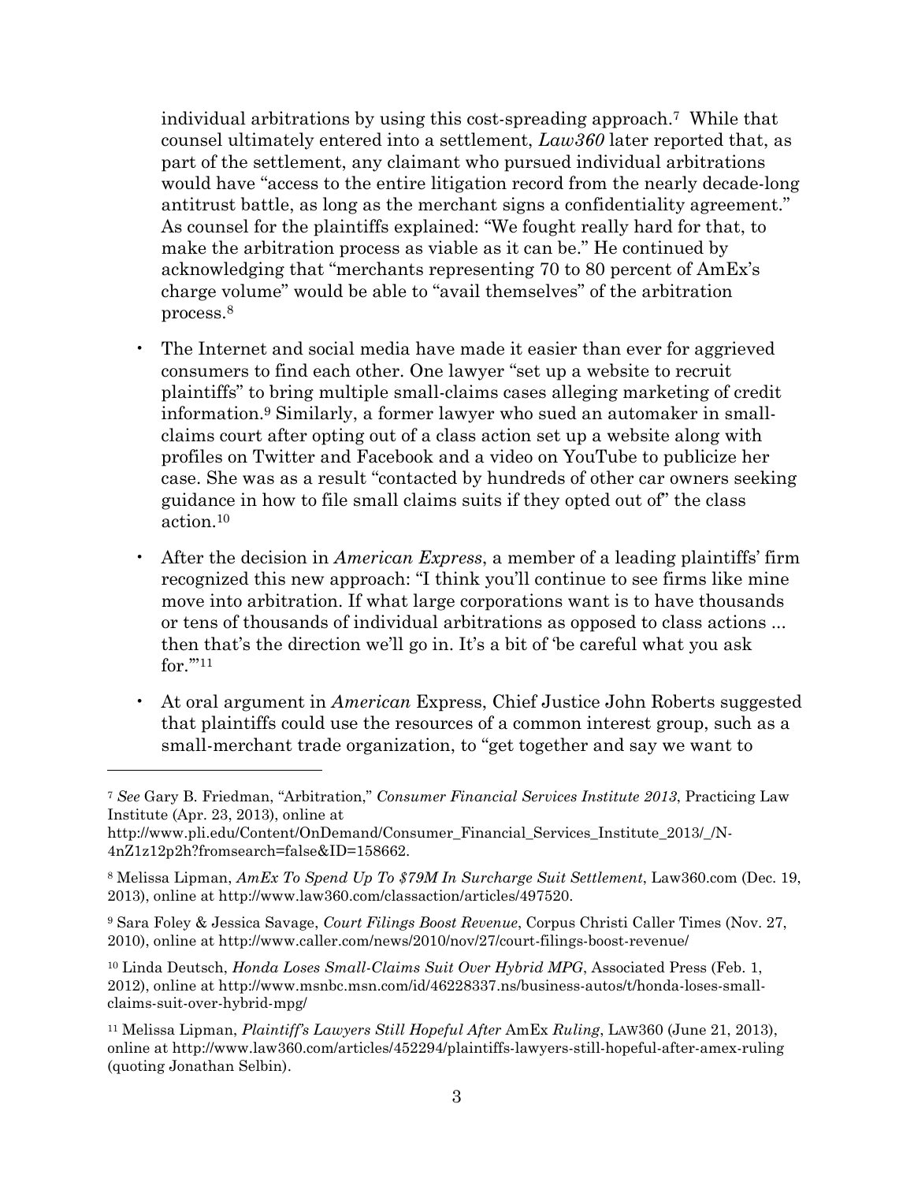individual arbitrations by using this cost-spreading approach.[7] While that counsel ultimately entered into a settlement, *Law360* later reported that, as part of the settlement, any claimant who pursued individual arbitrations would have "access to the entire litigation record from the nearly decade-long antitrust battle, as long as the merchant signs a confidentiality agreement." As counsel for the plaintiffs explained: "We fought really hard for that, to make the arbitration process as viable as it can be." He continued by acknowledging that "merchants representing 70 to 80 percent of AmEx's charge volume" would be able to "avail themselves" of the arbitration process.[8]

- The Internet and social media have made it easier than ever for aggrieved consumers to find each other. One lawyer "set up a website to recruit plaintiffs" to bring multiple small-claims cases alleging marketing of credit information.[9] Similarly, a former lawyer who sued an automaker in small-claims court after opting out of a class action set up a website along with profiles on Twitter and Facebook and a video on YouTube to publicize her case. She was as a result "contacted by hundreds of other car owners seeking guidance in how to file small claims suits if they opted out of" the class action.[10]

- After the decision in *American Express*, a member of a leading plaintiffs' firm recognized this new approach: "I think you'll continue to see firms like mine move into arbitration. If what large corporations want is to have thousands or tens of thousands of individual arbitrations as opposed to class actions ... then that's the direction we'll go in. It's a bit of 'be careful what you ask for.'"[11]

- At oral argument in *American* Express, Chief Justice John Roberts suggested that plaintiffs could use the resources of a common interest group, such as a small-merchant trade organization, to "get together and say we want to

---

[7] *See* Gary B. Friedman, "Arbitration," *Consumer Financial Services Institute 2013*, Practicing Law Institute (Apr. 23, 2013), online at http://www.pli.edu/Content/OnDemand/Consumer_Financial_Services_Institute_2013/_/N-4nZ1z12p2h?fromsearch=false&ID=158662.

[8] Melissa Lipman, *AmEx To Spend Up To $79M In Surcharge Suit Settlement*, Law360.com (Dec. 19, 2013), online at http://www.law360.com/classaction/articles/497520.

[9] Sara Foley & Jessica Savage, *Court Filings Boost Revenue*, Corpus Christi Caller Times (Nov. 27, 2010), online at http://www.caller.com/news/2010/nov/27/court-filings-boost-revenue/

[10] Linda Deutsch, *Honda Loses Small-Claims Suit Over Hybrid MPG*, Associated Press (Feb. 1, 2012), online at http://www.msnbc.msn.com/id/46228337.ns/business-autos/t/honda-loses-small-claims-suit-over-hybrid-mpg/

[11] Melissa Lipman, *Plaintiff's Lawyers Still Hopeful After* AmEx *Ruling*, LAW360 (June 21, 2013), online at http://www.law360.com/articles/452294/plaintiffs-lawyers-still-hopeful-after-amex-ruling (quoting Jonathan Selbin).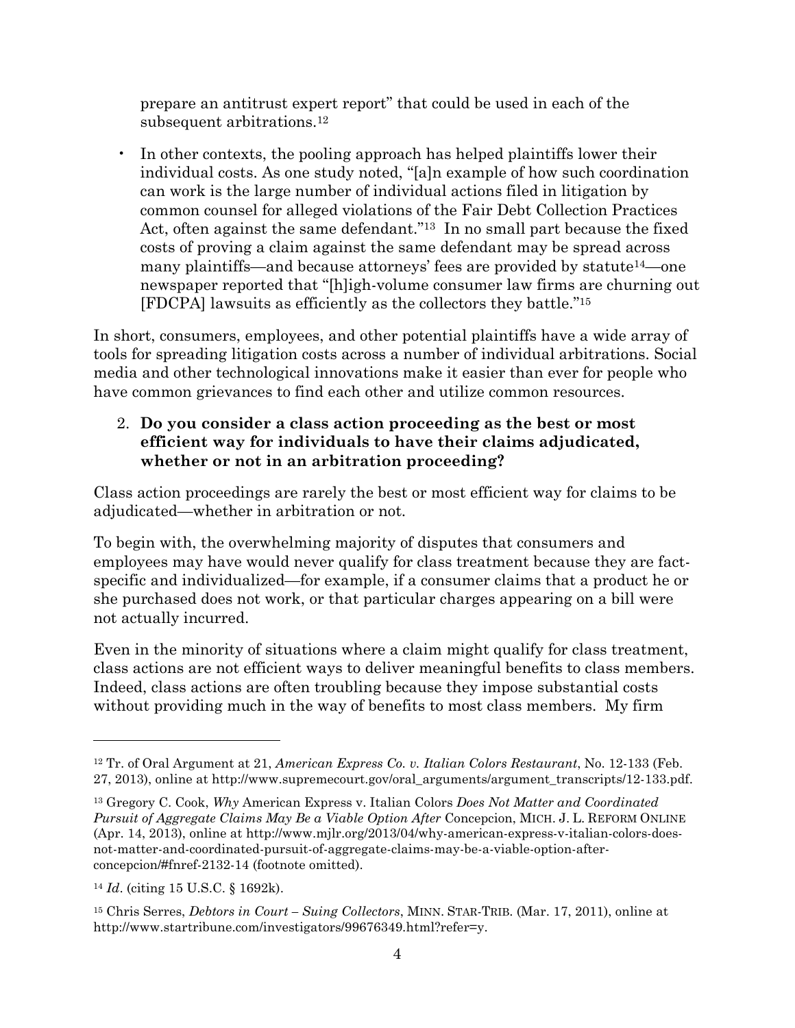prepare an antitrust expert report" that could be used in each of the subsequent arbitrations.[12]

- In other contexts, the pooling approach has helped plaintiffs lower their individual costs. As one study noted, "[a]n example of how such coordination can work is the large number of individual actions filed in litigation by common counsel for alleged violations of the Fair Debt Collection Practices Act, often against the same defendant."[13] In no small part because the fixed costs of proving a claim against the same defendant may be spread across many plaintiffs—and because attorneys' fees are provided by statute[14]—one newspaper reported that "[h]igh-volume consumer law firms are churning out [FDCPA] lawsuits as efficiently as the collectors they battle."[15]

In short, consumers, employees, and other potential plaintiffs have a wide array of tools for spreading litigation costs across a number of individual arbitrations. Social media and other technological innovations make it easier than ever for people who have common grievances to find each other and utilize common resources.

2. **Do you consider a class action proceeding as the best or most efficient way for individuals to have their claims adjudicated, whether or not in an arbitration proceeding?**

Class action proceedings are rarely the best or most efficient way for claims to be adjudicated—whether in arbitration or not.

To begin with, the overwhelming majority of disputes that consumers and employees may have would never qualify for class treatment because they are fact-specific and individualized—for example, if a consumer claims that a product he or she purchased does not work, or that particular charges appearing on a bill were not actually incurred.

Even in the minority of situations where a claim might qualify for class treatment, class actions are not efficient ways to deliver meaningful benefits to class members. Indeed, class actions are often troubling because they impose substantial costs without providing much in the way of benefits to most class members. My firm

---

[12] Tr. of Oral Argument at 21, *American Express Co. v. Italian Colors Restaurant*, No. 12-133 (Feb. 27, 2013), online at http://www.supremecourt.gov/oral_arguments/argument_transcripts/12-133.pdf.

[13] Gregory C. Cook, *Why* American Express v. Italian Colors *Does Not Matter and Coordinated Pursuit of Aggregate Claims May Be a Viable Option After* Concepcion, MICH. J. L. REFORM ONLINE (Apr. 14, 2013), online at http://www.mjlr.org/2013/04/why-american-express-v-italian-colors-does-not-matter-and-coordinated-pursuit-of-aggregate-claims-may-be-a-viable-option-after-concepcion/#fnref-2132-14 (footnote omitted).

[14] *Id*. (citing 15 U.S.C. § 1692k).

[15] Chris Serres, *Debtors in Court – Suing Collectors*, MINN. STAR-TRIB. (Mar. 17, 2011), online at http://www.startribune.com/investigators/99676349.html?refer=y.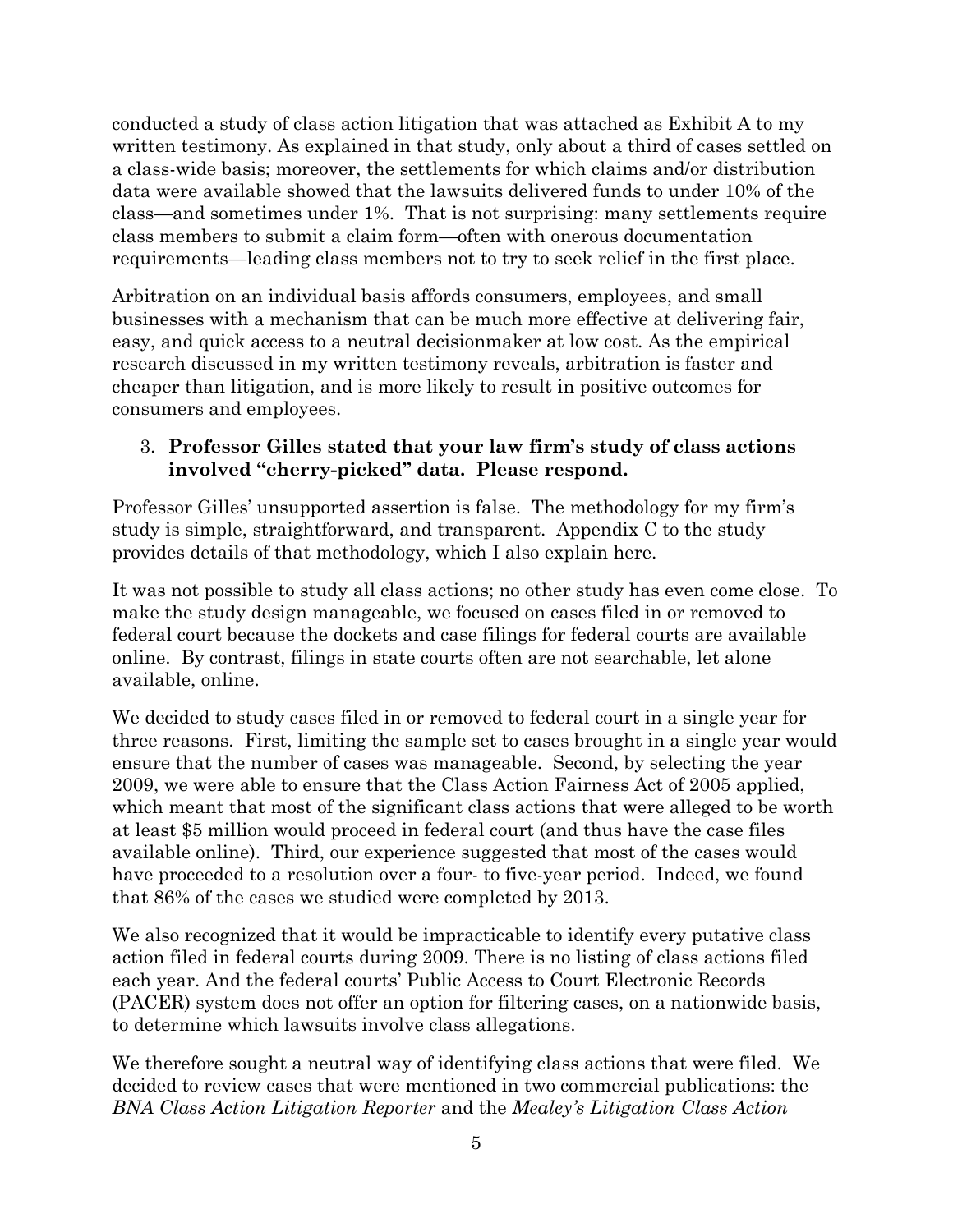conducted a study of class action litigation that was attached as Exhibit A to my written testimony. As explained in that study, only about a third of cases settled on a class-wide basis; moreover, the settlements for which claims and/or distribution data were available showed that the lawsuits delivered funds to under 10% of the class—and sometimes under 1%. That is not surprising: many settlements require class members to submit a claim form—often with onerous documentation requirements—leading class members not to try to seek relief in the first place.

Arbitration on an individual basis affords consumers, employees, and small businesses with a mechanism that can be much more effective at delivering fair, easy, and quick access to a neutral decisionmaker at low cost. As the empirical research discussed in my written testimony reveals, arbitration is faster and cheaper than litigation, and is more likely to result in positive outcomes for consumers and employees.

3. **Professor Gilles stated that your law firm's study of class actions involved "cherry-picked" data. Please respond.**

Professor Gilles' unsupported assertion is false. The methodology for my firm's study is simple, straightforward, and transparent. Appendix C to the study provides details of that methodology, which I also explain here.

It was not possible to study all class actions; no other study has even come close. To make the study design manageable, we focused on cases filed in or removed to federal court because the dockets and case filings for federal courts are available online. By contrast, filings in state courts often are not searchable, let alone available, online.

We decided to study cases filed in or removed to federal court in a single year for three reasons. First, limiting the sample set to cases brought in a single year would ensure that the number of cases was manageable. Second, by selecting the year 2009, we were able to ensure that the Class Action Fairness Act of 2005 applied, which meant that most of the significant class actions that were alleged to be worth at least $5 million would proceed in federal court (and thus have the case files available online). Third, our experience suggested that most of the cases would have proceeded to a resolution over a four- to five-year period. Indeed, we found that 86% of the cases we studied were completed by 2013.

We also recognized that it would be impracticable to identify every putative class action filed in federal courts during 2009. There is no listing of class actions filed each year. And the federal courts' Public Access to Court Electronic Records (PACER) system does not offer an option for filtering cases, on a nationwide basis, to determine which lawsuits involve class allegations.

We therefore sought a neutral way of identifying class actions that were filed. We decided to review cases that were mentioned in two commercial publications: the *BNA Class Action Litigation Reporter* and the *Mealey's Litigation Class Action*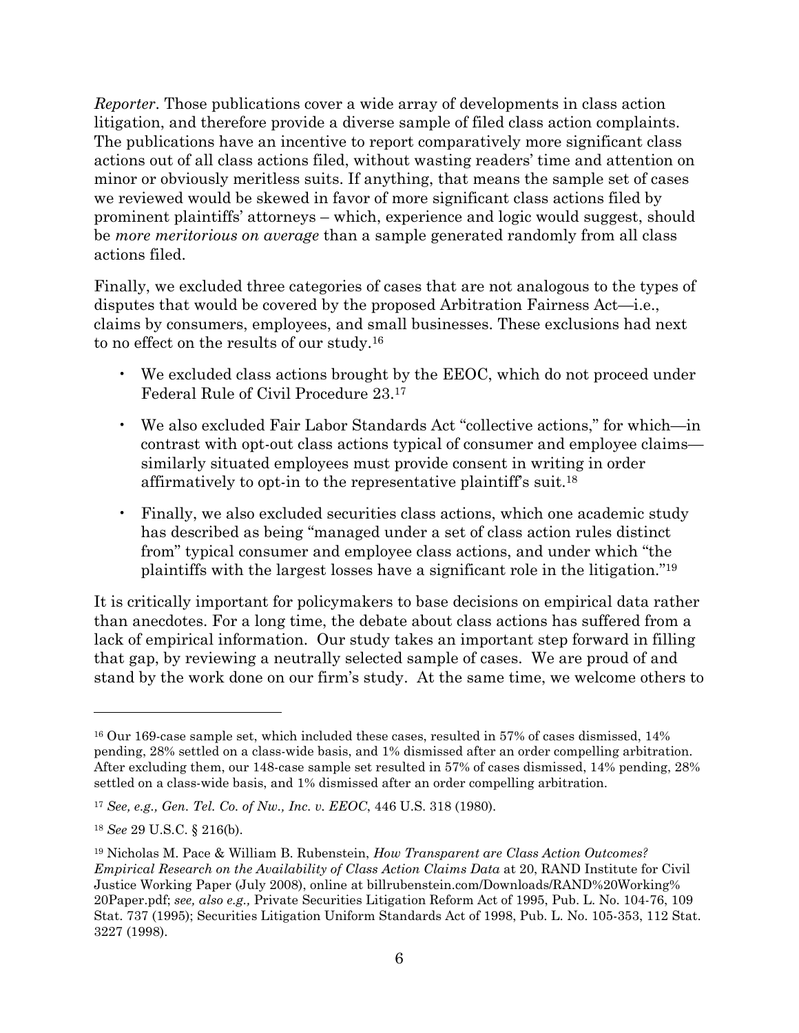*Reporter*. Those publications cover a wide array of developments in class action litigation, and therefore provide a diverse sample of filed class action complaints. The publications have an incentive to report comparatively more significant class actions out of all class actions filed, without wasting readers' time and attention on minor or obviously meritless suits. If anything, that means the sample set of cases we reviewed would be skewed in favor of more significant class actions filed by prominent plaintiffs' attorneys – which, experience and logic would suggest, should be *more meritorious on average* than a sample generated randomly from all class actions filed.

Finally, we excluded three categories of cases that are not analogous to the types of disputes that would be covered by the proposed Arbitration Fairness Act—i.e., claims by consumers, employees, and small businesses. These exclusions had next to no effect on the results of our study.[16]

- We excluded class actions brought by the EEOC, which do not proceed under Federal Rule of Civil Procedure 23.[17]
- We also excluded Fair Labor Standards Act "collective actions," for which—in contrast with opt-out class actions typical of consumer and employee claims—similarly situated employees must provide consent in writing in order affirmatively to opt-in to the representative plaintiff's suit.[18]
- Finally, we also excluded securities class actions, which one academic study has described as being "managed under a set of class action rules distinct from" typical consumer and employee class actions, and under which "the plaintiffs with the largest losses have a significant role in the litigation."[19]

It is critically important for policymakers to base decisions on empirical data rather than anecdotes. For a long time, the debate about class actions has suffered from a lack of empirical information. Our study takes an important step forward in filling that gap, by reviewing a neutrally selected sample of cases. We are proud of and stand by the work done on our firm's study. At the same time, we welcome others to

---

[16] Our 169-case sample set, which included these cases, resulted in 57% of cases dismissed, 14% pending, 28% settled on a class-wide basis, and 1% dismissed after an order compelling arbitration. After excluding them, our 148-case sample set resulted in 57% of cases dismissed, 14% pending, 28% settled on a class-wide basis, and 1% dismissed after an order compelling arbitration.

[17] *See, e.g., Gen. Tel. Co. of Nw., Inc. v. EEOC*, 446 U.S. 318 (1980).

[18] *See* 29 U.S.C. § 216(b).

[19] Nicholas M. Pace & William B. Rubenstein, *How Transparent are Class Action Outcomes? Empirical Research on the Availability of Class Action Claims Data* at 20, RAND Institute for Civil Justice Working Paper (July 2008), online at billrubenstein.com/Downloads/RAND%20Working%20Paper.pdf; *see, also e.g.,* Private Securities Litigation Reform Act of 1995, Pub. L. No. 104-76, 109 Stat. 737 (1995); Securities Litigation Uniform Standards Act of 1998, Pub. L. No. 105-353, 112 Stat. 3227 (1998).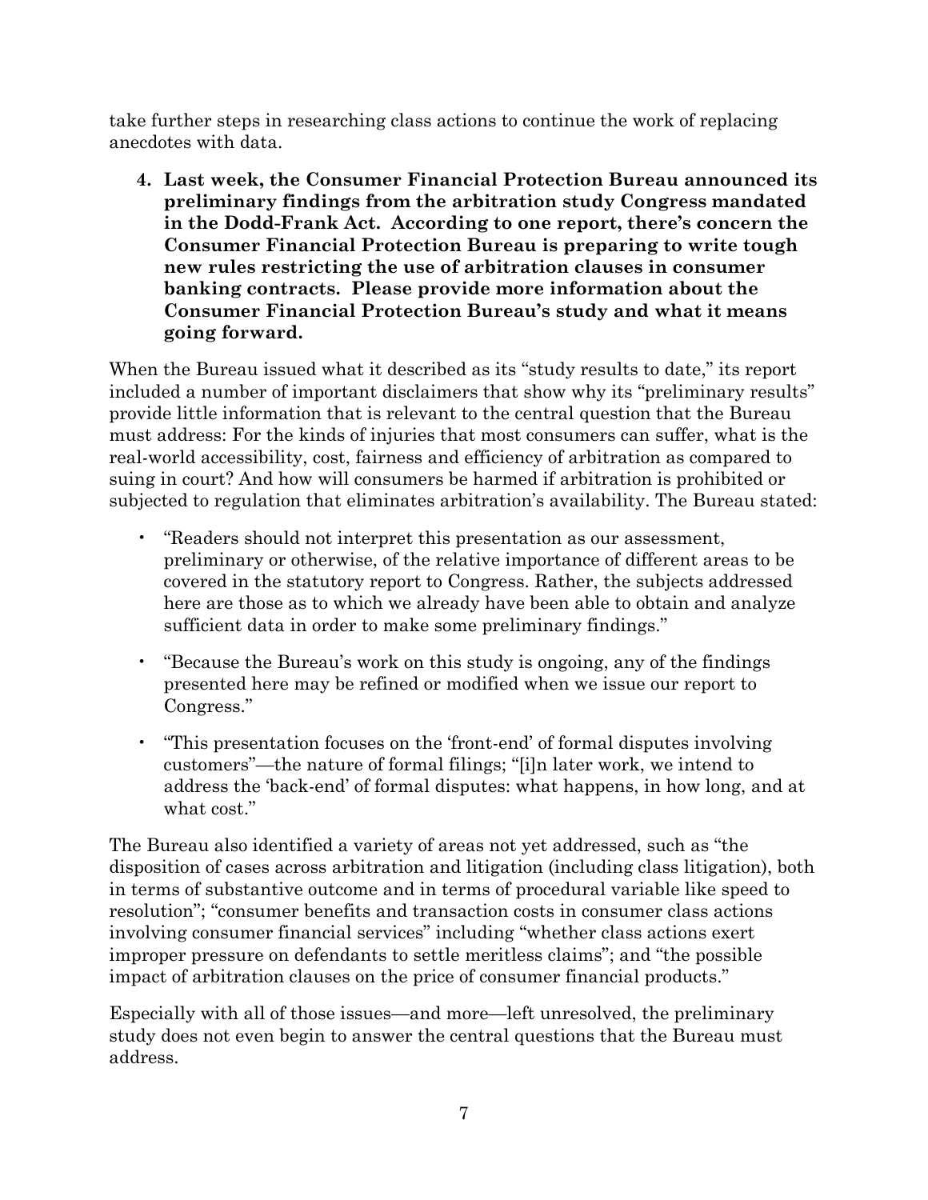take further steps in researching class actions to continue the work of replacing anecdotes with data.

4. **Last week, the Consumer Financial Protection Bureau announced its preliminary findings from the arbitration study Congress mandated in the Dodd-Frank Act. According to one report, there's concern the Consumer Financial Protection Bureau is preparing to write tough new rules restricting the use of arbitration clauses in consumer banking contracts. Please provide more information about the Consumer Financial Protection Bureau's study and what it means going forward.**

When the Bureau issued what it described as its "study results to date," its report included a number of important disclaimers that show why its "preliminary results" provide little information that is relevant to the central question that the Bureau must address: For the kinds of injuries that most consumers can suffer, what is the real-world accessibility, cost, fairness and efficiency of arbitration as compared to suing in court? And how will consumers be harmed if arbitration is prohibited or subjected to regulation that eliminates arbitration's availability. The Bureau stated:

- "Readers should not interpret this presentation as our assessment, preliminary or otherwise, of the relative importance of different areas to be covered in the statutory report to Congress. Rather, the subjects addressed here are those as to which we already have been able to obtain and analyze sufficient data in order to make some preliminary findings."
- "Because the Bureau's work on this study is ongoing, any of the findings presented here may be refined or modified when we issue our report to Congress."
- "This presentation focuses on the 'front-end' of formal disputes involving customers"—the nature of formal filings; "[i]n later work, we intend to address the 'back-end' of formal disputes: what happens, in how long, and at what cost."

The Bureau also identified a variety of areas not yet addressed, such as "the disposition of cases across arbitration and litigation (including class litigation), both in terms of substantive outcome and in terms of procedural variable like speed to resolution"; "consumer benefits and transaction costs in consumer class actions involving consumer financial services" including "whether class actions exert improper pressure on defendants to settle meritless claims"; and "the possible impact of arbitration clauses on the price of consumer financial products."

Especially with all of those issues—and more—left unresolved, the preliminary study does not even begin to answer the central questions that the Bureau must address.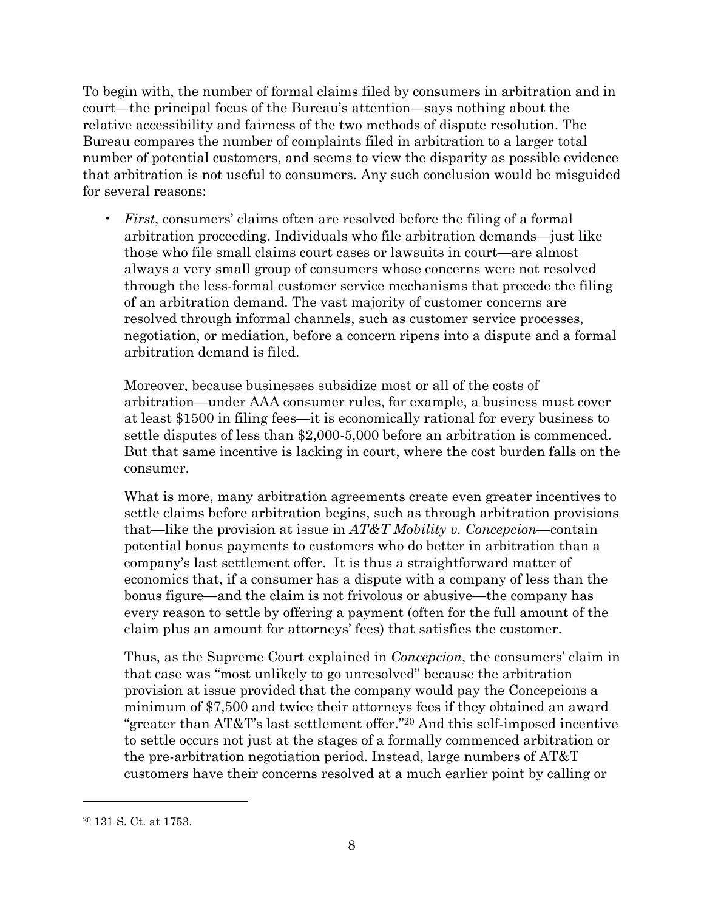To begin with, the number of formal claims filed by consumers in arbitration and in court—the principal focus of the Bureau's attention—says nothing about the relative accessibility and fairness of the two methods of dispute resolution. The Bureau compares the number of complaints filed in arbitration to a larger total number of potential customers, and seems to view the disparity as possible evidence that arbitration is not useful to consumers. Any such conclusion would be misguided for several reasons:

- *First*, consumers' claims often are resolved before the filing of a formal arbitration proceeding. Individuals who file arbitration demands—just like those who file small claims court cases or lawsuits in court—are almost always a very small group of consumers whose concerns were not resolved through the less-formal customer service mechanisms that precede the filing of an arbitration demand. The vast majority of customer concerns are resolved through informal channels, such as customer service processes, negotiation, or mediation, before a concern ripens into a dispute and a formal arbitration demand is filed.

  Moreover, because businesses subsidize most or all of the costs of arbitration—under AAA consumer rules, for example, a business must cover at least $1500 in filing fees—it is economically rational for every business to settle disputes of less than $2,000-5,000 before an arbitration is commenced. But that same incentive is lacking in court, where the cost burden falls on the consumer.

  What is more, many arbitration agreements create even greater incentives to settle claims before arbitration begins, such as through arbitration provisions that—like the provision at issue in *AT&T Mobility v. Concepcion*—contain potential bonus payments to customers who do better in arbitration than a company's last settlement offer. It is thus a straightforward matter of economics that, if a consumer has a dispute with a company of less than the bonus figure—and the claim is not frivolous or abusive—the company has every reason to settle by offering a payment (often for the full amount of the claim plus an amount for attorneys' fees) that satisfies the customer.

  Thus, as the Supreme Court explained in *Concepcion*, the consumers' claim in that case was "most unlikely to go unresolved" because the arbitration provision at issue provided that the company would pay the Concepcions a minimum of $7,500 and twice their attorneys fees if they obtained an award "greater than AT&T's last settlement offer."[20] And this self-imposed incentive to settle occurs not just at the stages of a formally commenced arbitration or the pre-arbitration negotiation period. Instead, large numbers of AT&T customers have their concerns resolved at a much earlier point by calling or

[20] 131 S. Ct. at 1753.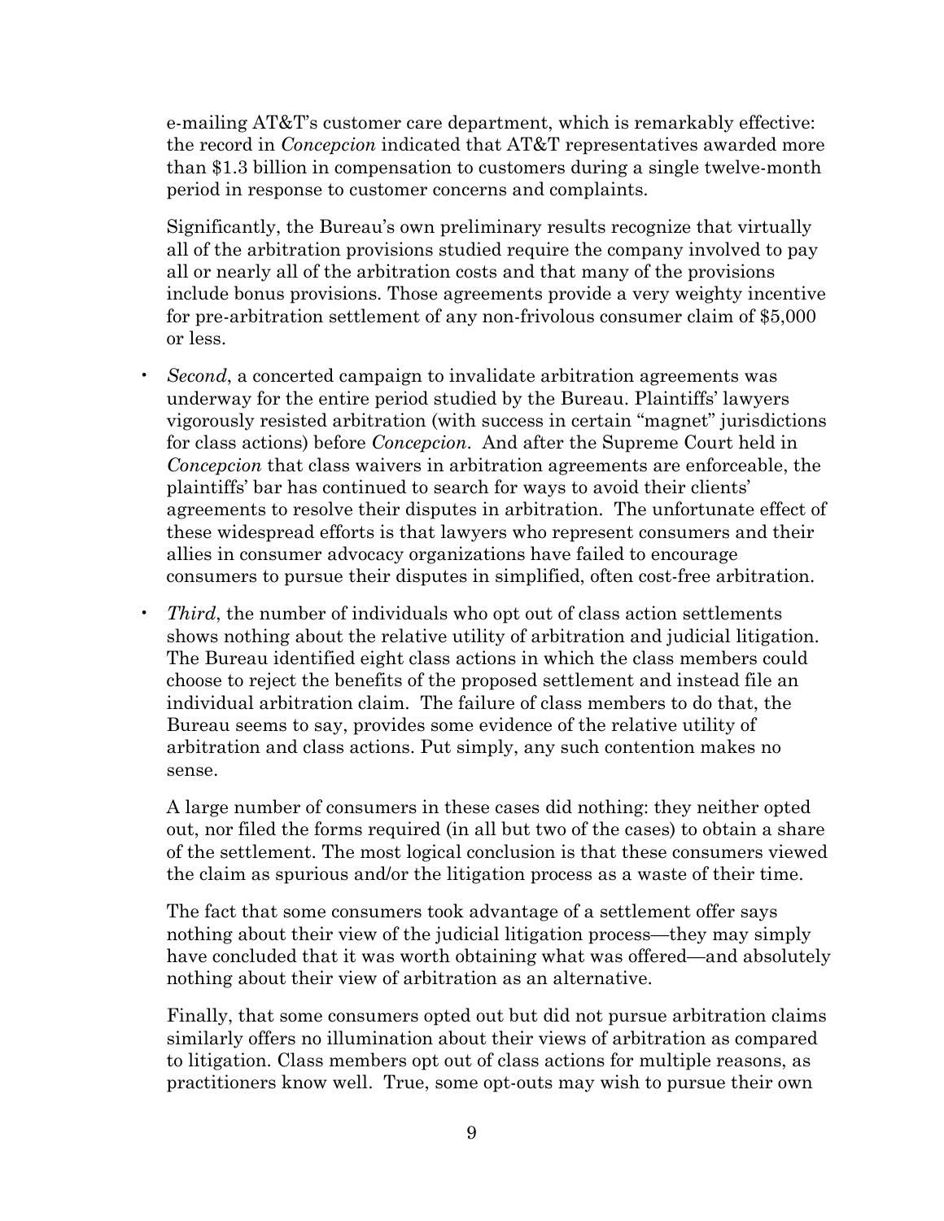e-mailing AT&T's customer care department, which is remarkably effective: the record in *Concepcion* indicated that AT&T representatives awarded more than $1.3 billion in compensation to customers during a single twelve-month period in response to customer concerns and complaints.

Significantly, the Bureau's own preliminary results recognize that virtually all of the arbitration provisions studied require the company involved to pay all or nearly all of the arbitration costs and that many of the provisions include bonus provisions. Those agreements provide a very weighty incentive for pre-arbitration settlement of any non-frivolous consumer claim of $5,000 or less.

- *Second*, a concerted campaign to invalidate arbitration agreements was underway for the entire period studied by the Bureau. Plaintiffs' lawyers vigorously resisted arbitration (with success in certain "magnet" jurisdictions for class actions) before *Concepcion*. And after the Supreme Court held in *Concepcion* that class waivers in arbitration agreements are enforceable, the plaintiffs' bar has continued to search for ways to avoid their clients' agreements to resolve their disputes in arbitration. The unfortunate effect of these widespread efforts is that lawyers who represent consumers and their allies in consumer advocacy organizations have failed to encourage consumers to pursue their disputes in simplified, often cost-free arbitration.

- *Third*, the number of individuals who opt out of class action settlements shows nothing about the relative utility of arbitration and judicial litigation. The Bureau identified eight class actions in which the class members could choose to reject the benefits of the proposed settlement and instead file an individual arbitration claim. The failure of class members to do that, the Bureau seems to say, provides some evidence of the relative utility of arbitration and class actions. Put simply, any such contention makes no sense.

  A large number of consumers in these cases did nothing: they neither opted out, nor filed the forms required (in all but two of the cases) to obtain a share of the settlement. The most logical conclusion is that these consumers viewed the claim as spurious and/or the litigation process as a waste of their time.

  The fact that some consumers took advantage of a settlement offer says nothing about their view of the judicial litigation process—they may simply have concluded that it was worth obtaining what was offered—and absolutely nothing about their view of arbitration as an alternative.

  Finally, that some consumers opted out but did not pursue arbitration claims similarly offers no illumination about their views of arbitration as compared to litigation. Class members opt out of class actions for multiple reasons, as practitioners know well. True, some opt-outs may wish to pursue their own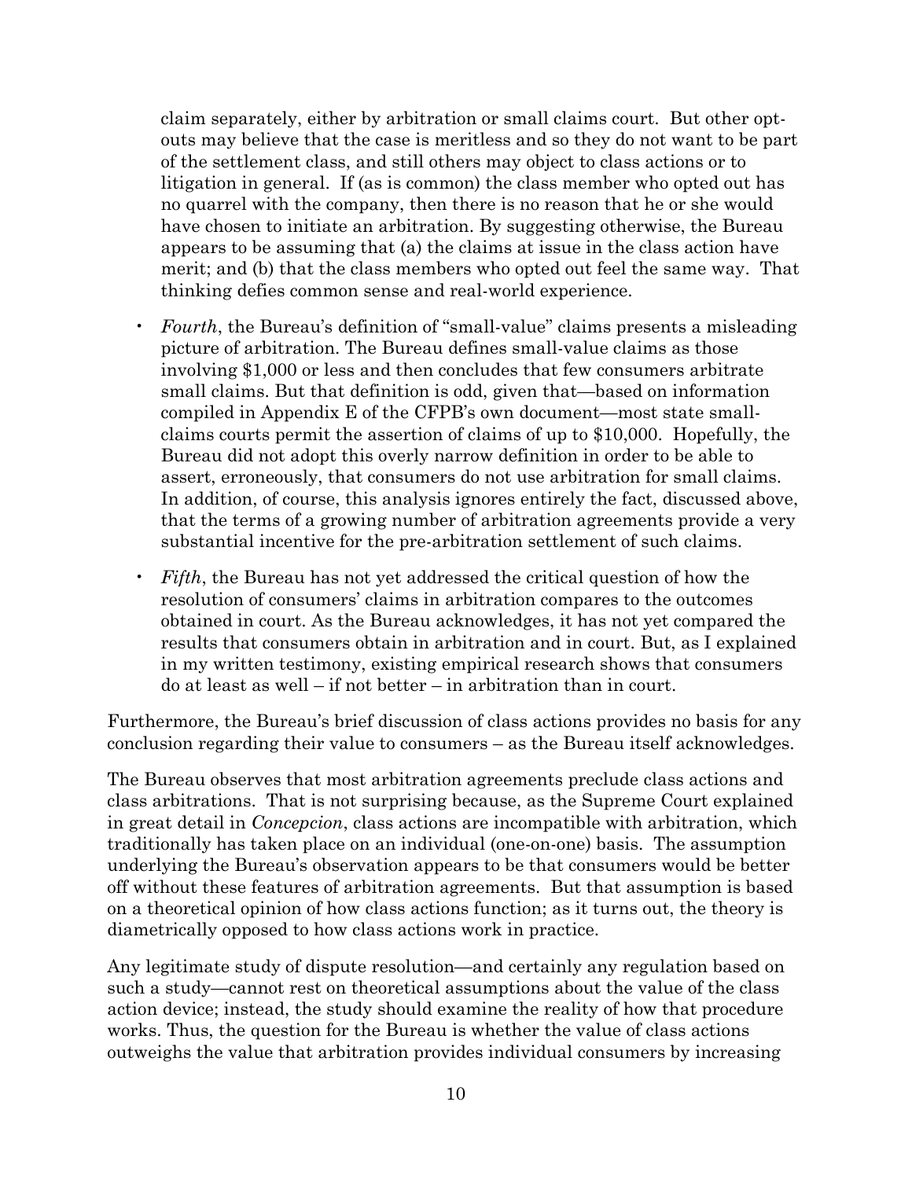claim separately, either by arbitration or small claims court. But other opt-outs may believe that the case is meritless and so they do not want to be part of the settlement class, and still others may object to class actions or to litigation in general. If (as is common) the class member who opted out has no quarrel with the company, then there is no reason that he or she would have chosen to initiate an arbitration. By suggesting otherwise, the Bureau appears to be assuming that (a) the claims at issue in the class action have merit; and (b) that the class members who opted out feel the same way. That thinking defies common sense and real-world experience.

- *Fourth*, the Bureau's definition of "small-value" claims presents a misleading picture of arbitration. The Bureau defines small-value claims as those involving $1,000 or less and then concludes that few consumers arbitrate small claims. But that definition is odd, given that—based on information compiled in Appendix E of the CFPB's own document—most state small-claims courts permit the assertion of claims of up to $10,000. Hopefully, the Bureau did not adopt this overly narrow definition in order to be able to assert, erroneously, that consumers do not use arbitration for small claims. In addition, of course, this analysis ignores entirely the fact, discussed above, that the terms of a growing number of arbitration agreements provide a very substantial incentive for the pre-arbitration settlement of such claims.

- *Fifth*, the Bureau has not yet addressed the critical question of how the resolution of consumers' claims in arbitration compares to the outcomes obtained in court. As the Bureau acknowledges, it has not yet compared the results that consumers obtain in arbitration and in court. But, as I explained in my written testimony, existing empirical research shows that consumers do at least as well – if not better – in arbitration than in court.

Furthermore, the Bureau's brief discussion of class actions provides no basis for any conclusion regarding their value to consumers – as the Bureau itself acknowledges.

The Bureau observes that most arbitration agreements preclude class actions and class arbitrations. That is not surprising because, as the Supreme Court explained in great detail in *Concepcion*, class actions are incompatible with arbitration, which traditionally has taken place on an individual (one-on-one) basis. The assumption underlying the Bureau's observation appears to be that consumers would be better off without these features of arbitration agreements. But that assumption is based on a theoretical opinion of how class actions function; as it turns out, the theory is diametrically opposed to how class actions work in practice.

Any legitimate study of dispute resolution—and certainly any regulation based on such a study—cannot rest on theoretical assumptions about the value of the class action device; instead, the study should examine the reality of how that procedure works. Thus, the question for the Bureau is whether the value of class actions outweighs the value that arbitration provides individual consumers by increasing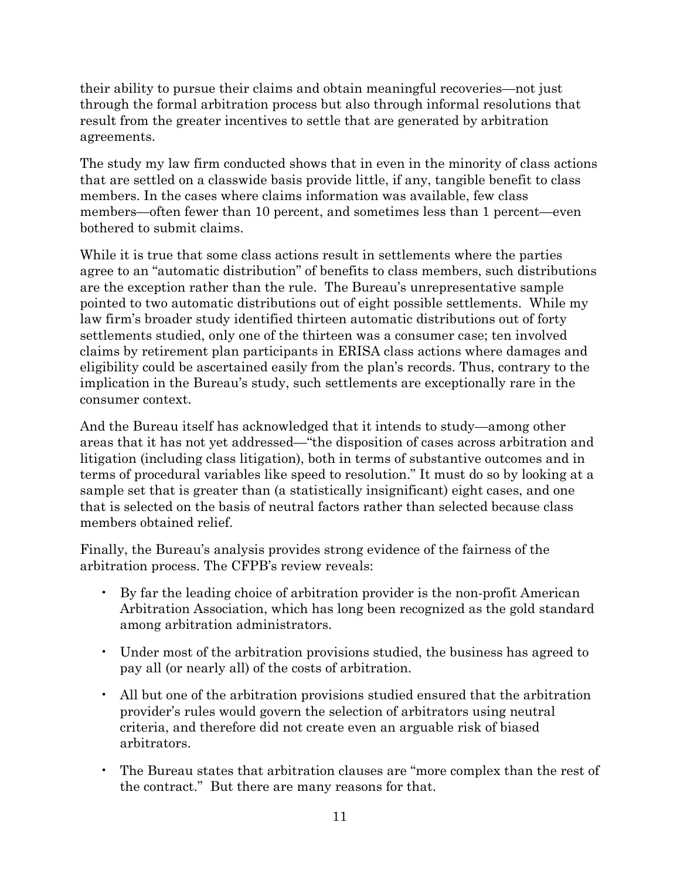their ability to pursue their claims and obtain meaningful recoveries—not just through the formal arbitration process but also through informal resolutions that result from the greater incentives to settle that are generated by arbitration agreements.

The study my law firm conducted shows that in even in the minority of class actions that are settled on a classwide basis provide little, if any, tangible benefit to class members. In the cases where claims information was available, few class members—often fewer than 10 percent, and sometimes less than 1 percent—even bothered to submit claims.

While it is true that some class actions result in settlements where the parties agree to an "automatic distribution" of benefits to class members, such distributions are the exception rather than the rule. The Bureau's unrepresentative sample pointed to two automatic distributions out of eight possible settlements. While my law firm's broader study identified thirteen automatic distributions out of forty settlements studied, only one of the thirteen was a consumer case; ten involved claims by retirement plan participants in ERISA class actions where damages and eligibility could be ascertained easily from the plan's records. Thus, contrary to the implication in the Bureau's study, such settlements are exceptionally rare in the consumer context.

And the Bureau itself has acknowledged that it intends to study—among other areas that it has not yet addressed—"the disposition of cases across arbitration and litigation (including class litigation), both in terms of substantive outcomes and in terms of procedural variables like speed to resolution." It must do so by looking at a sample set that is greater than (a statistically insignificant) eight cases, and one that is selected on the basis of neutral factors rather than selected because class members obtained relief.

Finally, the Bureau's analysis provides strong evidence of the fairness of the arbitration process. The CFPB's review reveals:

- By far the leading choice of arbitration provider is the non-profit American Arbitration Association, which has long been recognized as the gold standard among arbitration administrators.
- Under most of the arbitration provisions studied, the business has agreed to pay all (or nearly all) of the costs of arbitration.
- All but one of the arbitration provisions studied ensured that the arbitration provider's rules would govern the selection of arbitrators using neutral criteria, and therefore did not create even an arguable risk of biased arbitrators.
- The Bureau states that arbitration clauses are "more complex than the rest of the contract." But there are many reasons for that.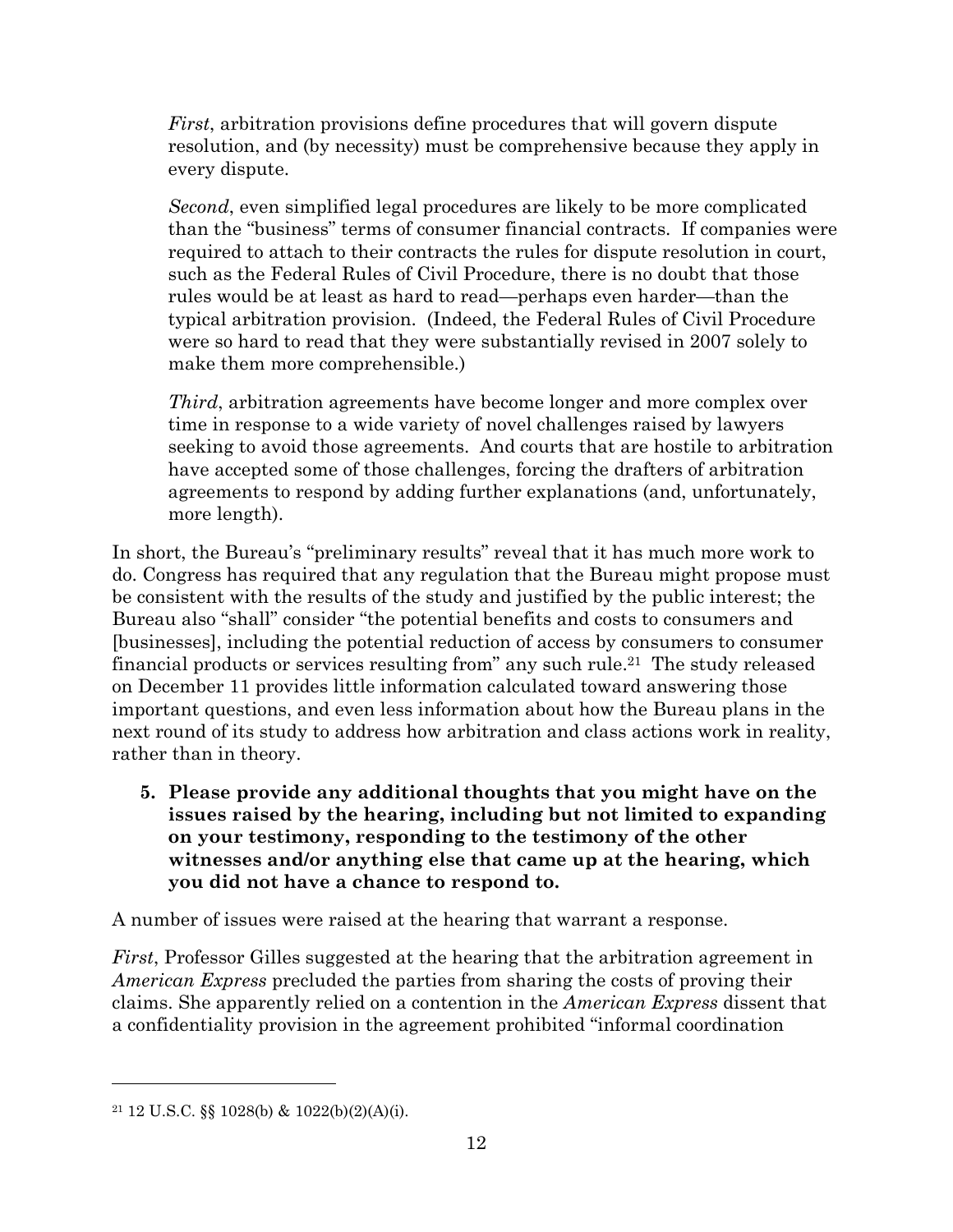*First*, arbitration provisions define procedures that will govern dispute resolution, and (by necessity) must be comprehensive because they apply in every dispute.

*Second*, even simplified legal procedures are likely to be more complicated than the "business" terms of consumer financial contracts. If companies were required to attach to their contracts the rules for dispute resolution in court, such as the Federal Rules of Civil Procedure, there is no doubt that those rules would be at least as hard to read—perhaps even harder—than the typical arbitration provision. (Indeed, the Federal Rules of Civil Procedure were so hard to read that they were substantially revised in 2007 solely to make them more comprehensible.)

*Third*, arbitration agreements have become longer and more complex over time in response to a wide variety of novel challenges raised by lawyers seeking to avoid those agreements. And courts that are hostile to arbitration have accepted some of those challenges, forcing the drafters of arbitration agreements to respond by adding further explanations (and, unfortunately, more length).

In short, the Bureau's "preliminary results" reveal that it has much more work to do. Congress has required that any regulation that the Bureau might propose must be consistent with the results of the study and justified by the public interest; the Bureau also "shall" consider "the potential benefits and costs to consumers and [businesses], including the potential reduction of access by consumers to consumer financial products or services resulting from" any such rule.[21] The study released on December 11 provides little information calculated toward answering those important questions, and even less information about how the Bureau plans in the next round of its study to address how arbitration and class actions work in reality, rather than in theory.

**5. Please provide any additional thoughts that you might have on the issues raised by the hearing, including but not limited to expanding on your testimony, responding to the testimony of the other witnesses and/or anything else that came up at the hearing, which you did not have a chance to respond to.**

A number of issues were raised at the hearing that warrant a response.

*First*, Professor Gilles suggested at the hearing that the arbitration agreement in *American Express* precluded the parties from sharing the costs of proving their claims. She apparently relied on a contention in the *American Express* dissent that a confidentiality provision in the agreement prohibited "informal coordination

---

[21] 12 U.S.C. §§ 1028(b) & 1022(b)(2)(A)(i).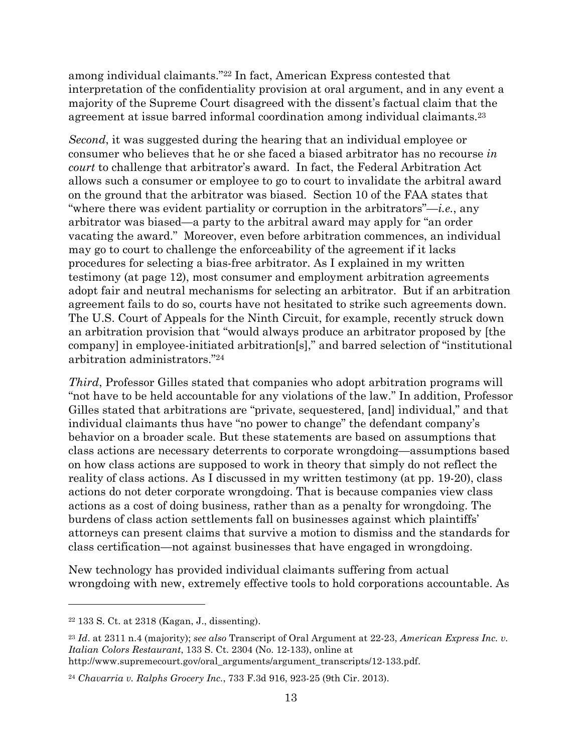among individual claimants."[22] In fact, American Express contested that interpretation of the confidentiality provision at oral argument, and in any event a majority of the Supreme Court disagreed with the dissent's factual claim that the agreement at issue barred informal coordination among individual claimants.[23]

*Second*, it was suggested during the hearing that an individual employee or consumer who believes that he or she faced a biased arbitrator has no recourse *in court* to challenge that arbitrator's award. In fact, the Federal Arbitration Act allows such a consumer or employee to go to court to invalidate the arbitral award on the ground that the arbitrator was biased. Section 10 of the FAA states that "where there was evident partiality or corruption in the arbitrators"—*i.e.*, any arbitrator was biased—a party to the arbitral award may apply for "an order vacating the award." Moreover, even before arbitration commences, an individual may go to court to challenge the enforceability of the agreement if it lacks procedures for selecting a bias-free arbitrator. As I explained in my written testimony (at page 12), most consumer and employment arbitration agreements adopt fair and neutral mechanisms for selecting an arbitrator. But if an arbitration agreement fails to do so, courts have not hesitated to strike such agreements down. The U.S. Court of Appeals for the Ninth Circuit, for example, recently struck down an arbitration provision that "would always produce an arbitrator proposed by [the company] in employee-initiated arbitration[s]," and barred selection of "institutional arbitration administrators."[24]

*Third*, Professor Gilles stated that companies who adopt arbitration programs will "not have to be held accountable for any violations of the law." In addition, Professor Gilles stated that arbitrations are "private, sequestered, [and] individual," and that individual claimants thus have "no power to change" the defendant company's behavior on a broader scale. But these statements are based on assumptions that class actions are necessary deterrents to corporate wrongdoing—assumptions based on how class actions are supposed to work in theory that simply do not reflect the reality of class actions. As I discussed in my written testimony (at pp. 19-20), class actions do not deter corporate wrongdoing. That is because companies view class actions as a cost of doing business, rather than as a penalty for wrongdoing. The burdens of class action settlements fall on businesses against which plaintiffs' attorneys can present claims that survive a motion to dismiss and the standards for class certification—not against businesses that have engaged in wrongdoing.

New technology has provided individual claimants suffering from actual wrongdoing with new, extremely effective tools to hold corporations accountable. As

---

[22] 133 S. Ct. at 2318 (Kagan, J., dissenting).

[23] *Id*. at 2311 n.4 (majority); *see also* Transcript of Oral Argument at 22-23, *American Express Inc. v. Italian Colors Restaurant*, 133 S. Ct. 2304 (No. 12-133), online at http://www.supremecourt.gov/oral_arguments/argument_transcripts/12-133.pdf.

[24] *Chavarria v. Ralphs Grocery Inc.*, 733 F.3d 916, 923-25 (9th Cir. 2013).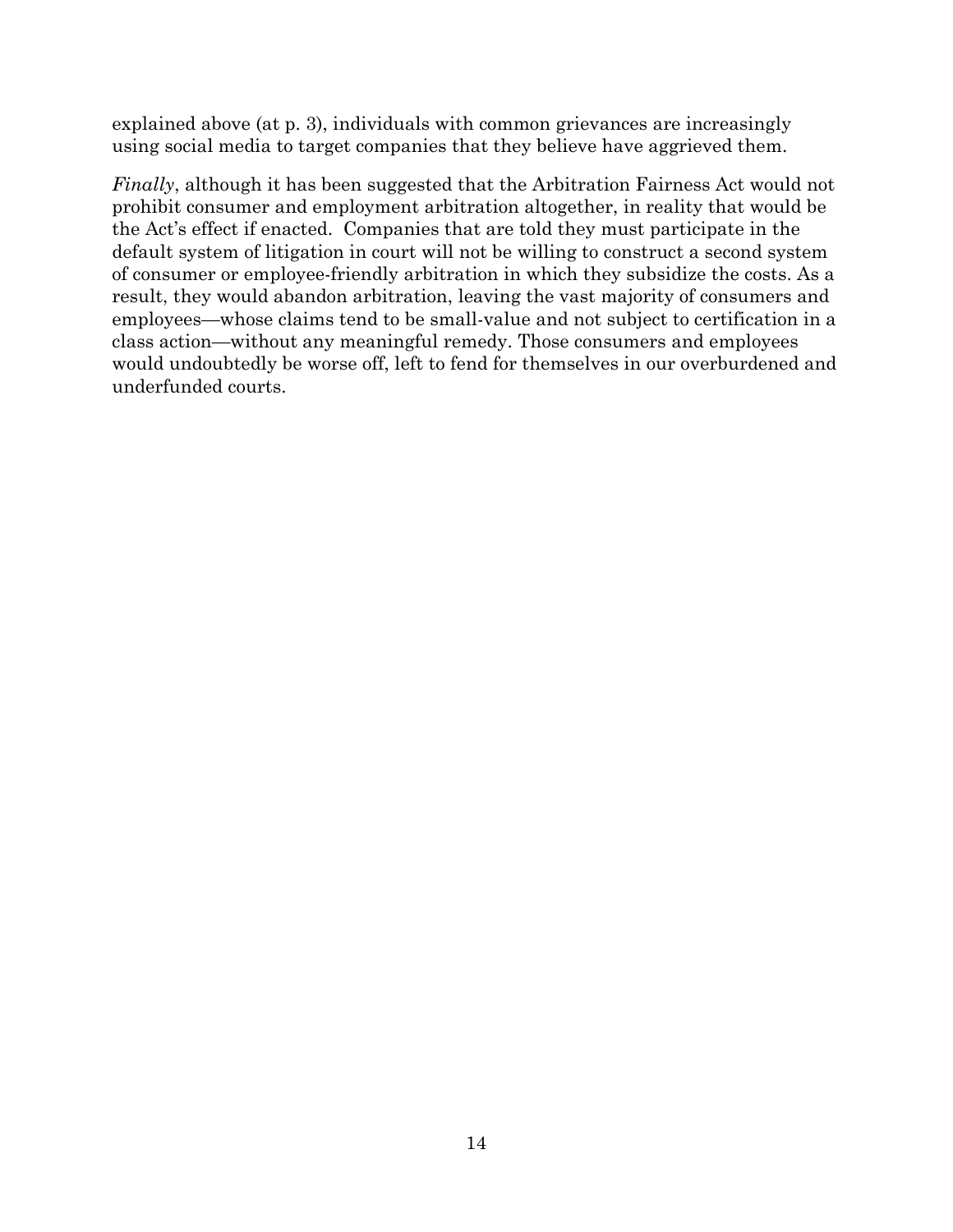explained above (at p. 3), individuals with common grievances are increasingly using social media to target companies that they believe have aggrieved them.

*Finally*, although it has been suggested that the Arbitration Fairness Act would not prohibit consumer and employment arbitration altogether, in reality that would be the Act's effect if enacted. Companies that are told they must participate in the default system of litigation in court will not be willing to construct a second system of consumer or employee-friendly arbitration in which they subsidize the costs. As a result, they would abandon arbitration, leaving the vast majority of consumers and employees—whose claims tend to be small-value and not subject to certification in a class action—without any meaningful remedy. Those consumers and employees would undoubtedly be worse off, left to fend for themselves in our overburdened and underfunded courts.